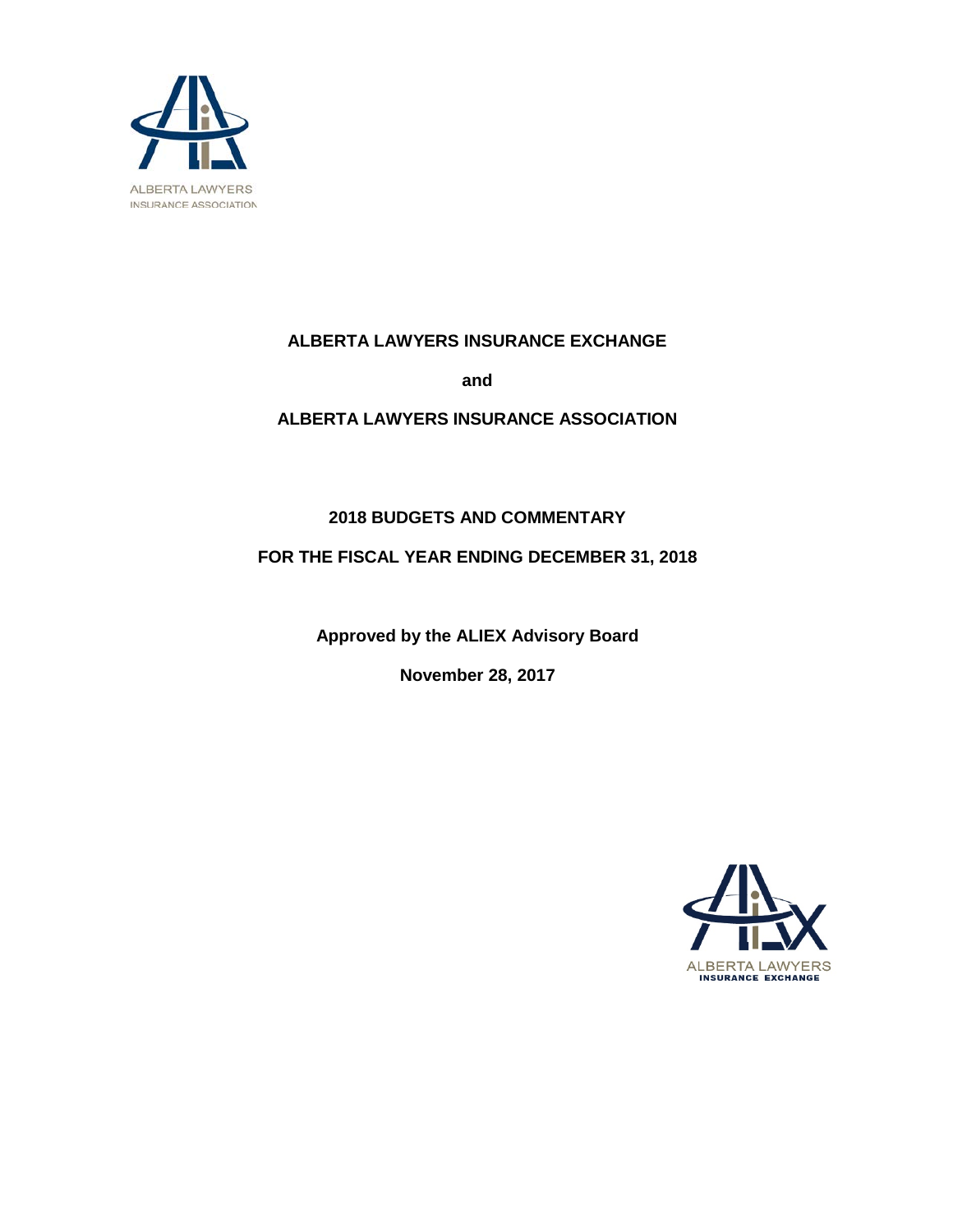ALBERTA LAWYERS
INSURANCE ASSOCIATION

**ALBERTA LAWYERS INSURANCE EXCHANGE**

**and**

**ALBERTA LAWYERS INSURANCE ASSOCIATION**

**2018 BUDGETS AND COMMENTARY**

**FOR THE FISCAL YEAR ENDING DECEMBER 31, 2018**

**Approved by the ALIEX Advisory Board**

**November 28, 2017**

ALBERTA LAWYERS
INSURANCE EXCHANGE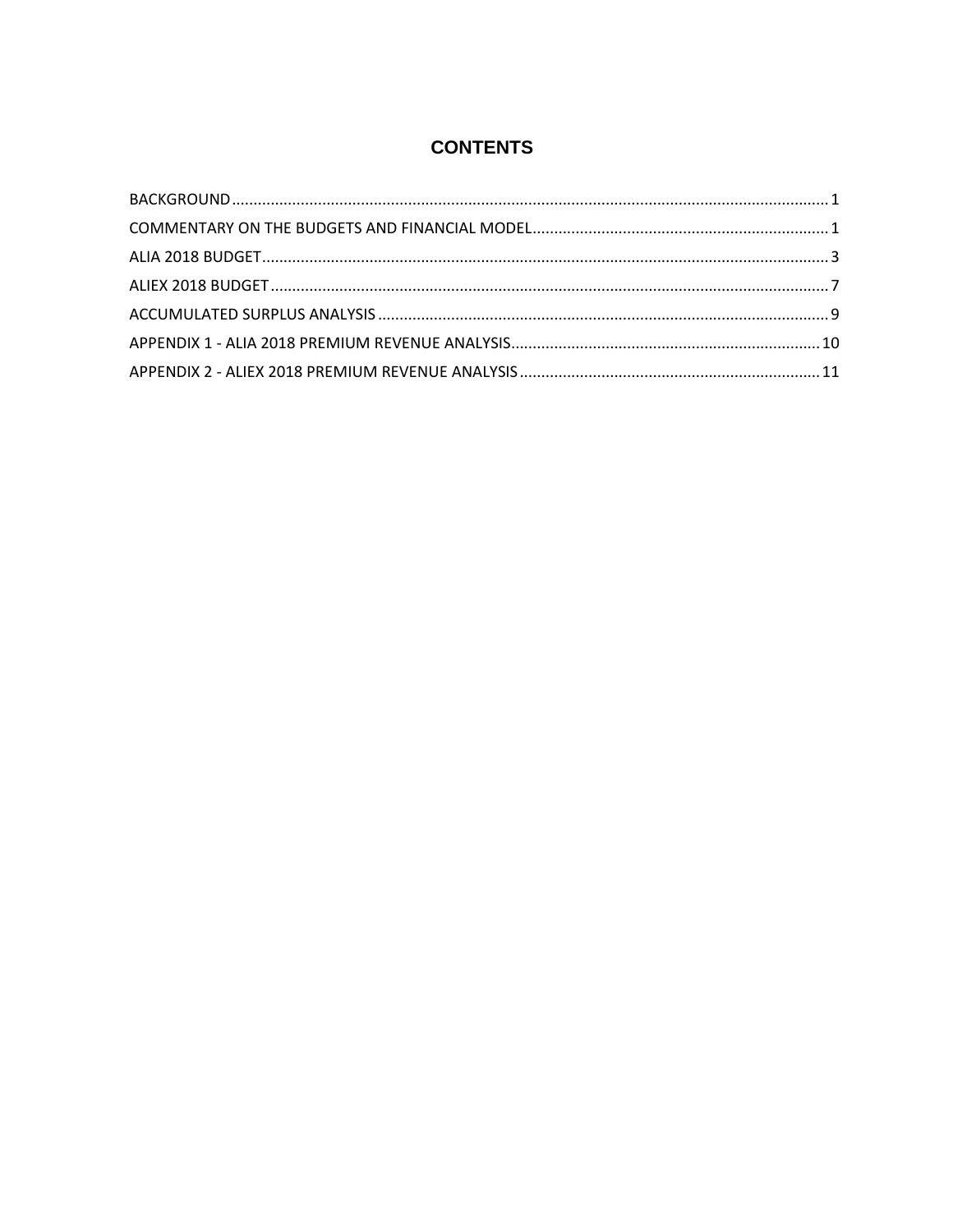# CONTENTS

BACKGROUND ........ 1

COMMENTARY ON THE BUDGETS AND FINANCIAL MODEL ........ 1

ALIA 2018 BUDGET ........ 3

ALIEX 2018 BUDGET ........ 7

ACCUMULATED SURPLUS ANALYSIS ........ 9

APPENDIX 1 - ALIA 2018 PREMIUM REVENUE ANALYSIS ........ 10

APPENDIX 2 - ALIEX 2018 PREMIUM REVENUE ANALYSIS ........ 11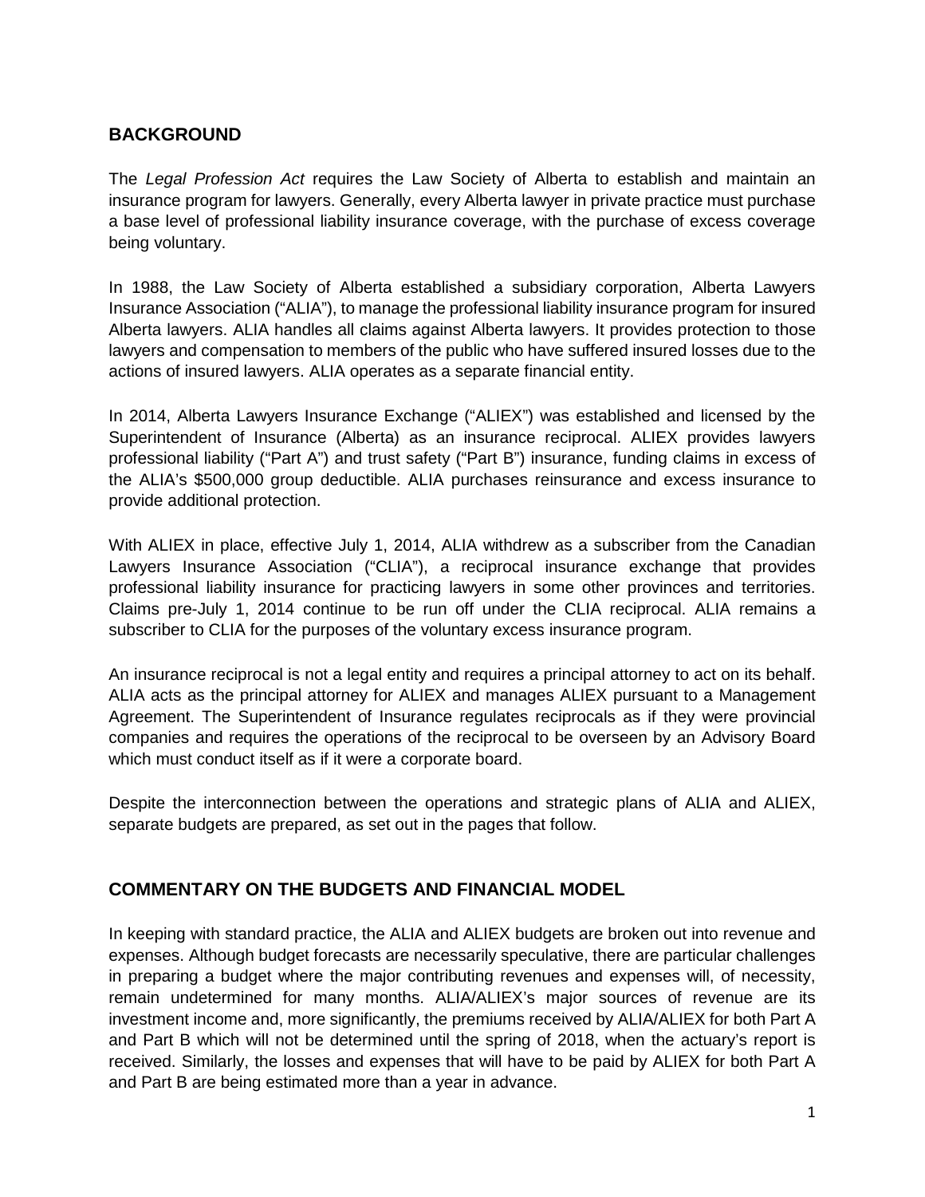## BACKGROUND

The *Legal Profession Act* requires the Law Society of Alberta to establish and maintain an insurance program for lawyers. Generally, every Alberta lawyer in private practice must purchase a base level of professional liability insurance coverage, with the purchase of excess coverage being voluntary.

In 1988, the Law Society of Alberta established a subsidiary corporation, Alberta Lawyers Insurance Association ("ALIA"), to manage the professional liability insurance program for insured Alberta lawyers. ALIA handles all claims against Alberta lawyers. It provides protection to those lawyers and compensation to members of the public who have suffered insured losses due to the actions of insured lawyers. ALIA operates as a separate financial entity.

In 2014, Alberta Lawyers Insurance Exchange ("ALIEX") was established and licensed by the Superintendent of Insurance (Alberta) as an insurance reciprocal. ALIEX provides lawyers professional liability ("Part A") and trust safety ("Part B") insurance, funding claims in excess of the ALIA's $500,000 group deductible. ALIA purchases reinsurance and excess insurance to provide additional protection.

With ALIEX in place, effective July 1, 2014, ALIA withdrew as a subscriber from the Canadian Lawyers Insurance Association ("CLIA"), a reciprocal insurance exchange that provides professional liability insurance for practicing lawyers in some other provinces and territories. Claims pre-July 1, 2014 continue to be run off under the CLIA reciprocal. ALIA remains a subscriber to CLIA for the purposes of the voluntary excess insurance program.

An insurance reciprocal is not a legal entity and requires a principal attorney to act on its behalf. ALIA acts as the principal attorney for ALIEX and manages ALIEX pursuant to a Management Agreement. The Superintendent of Insurance regulates reciprocals as if they were provincial companies and requires the operations of the reciprocal to be overseen by an Advisory Board which must conduct itself as if it were a corporate board.

Despite the interconnection between the operations and strategic plans of ALIA and ALIEX, separate budgets are prepared, as set out in the pages that follow.

## COMMENTARY ON THE BUDGETS AND FINANCIAL MODEL

In keeping with standard practice, the ALIA and ALIEX budgets are broken out into revenue and expenses. Although budget forecasts are necessarily speculative, there are particular challenges in preparing a budget where the major contributing revenues and expenses will, of necessity, remain undetermined for many months. ALIA/ALIEX's major sources of revenue are its investment income and, more significantly, the premiums received by ALIA/ALIEX for both Part A and Part B which will not be determined until the spring of 2018, when the actuary's report is received. Similarly, the losses and expenses that will have to be paid by ALIEX for both Part A and Part B are being estimated more than a year in advance.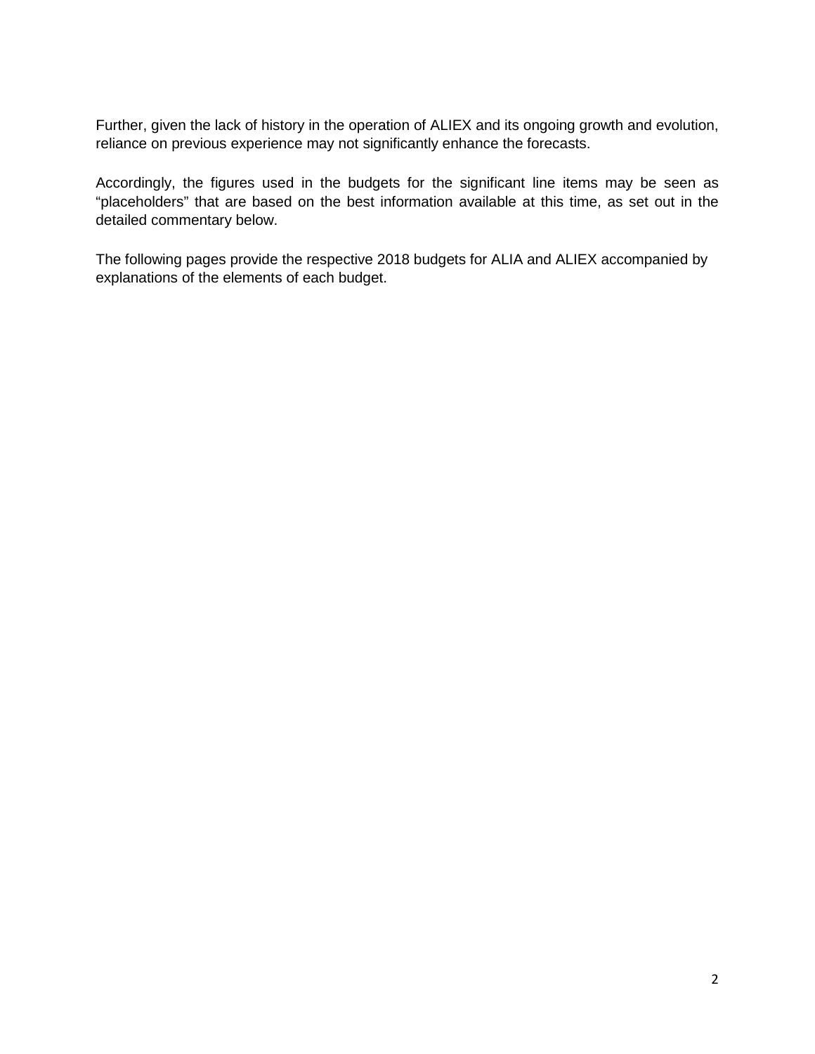Further, given the lack of history in the operation of ALIEX and its ongoing growth and evolution, reliance on previous experience may not significantly enhance the forecasts.

Accordingly, the figures used in the budgets for the significant line items may be seen as "placeholders" that are based on the best information available at this time, as set out in the detailed commentary below.

The following pages provide the respective 2018 budgets for ALIA and ALIEX accompanied by explanations of the elements of each budget.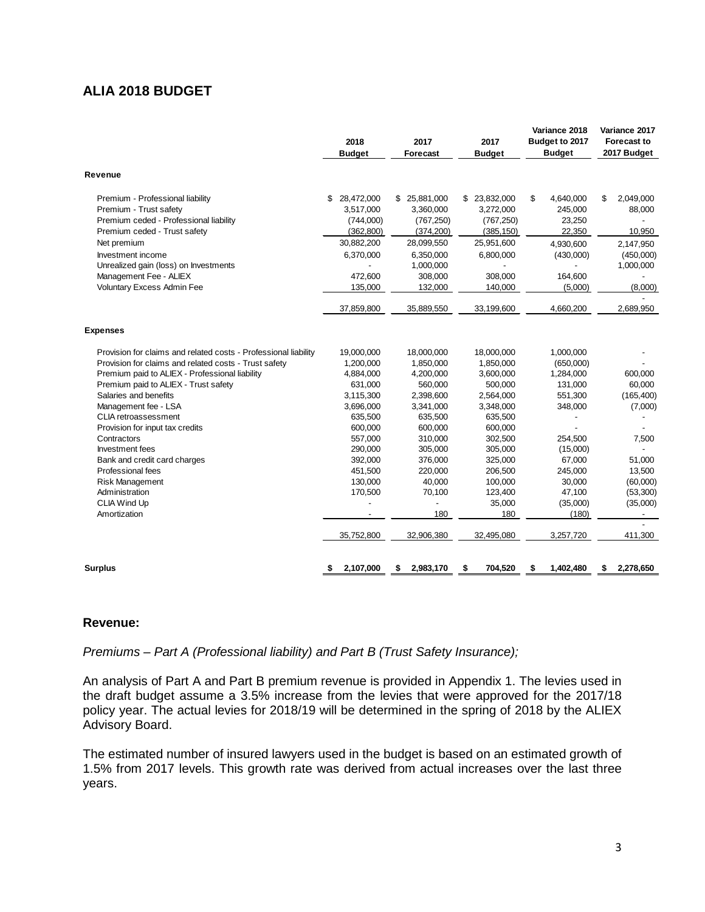## ALIA 2018 BUDGET

| | 2018 Budget | 2017 Forecast | 2017 Budget | Variance 2018 Budget to 2017 Budget | Variance 2017 Forecast to 2017 Budget |
|---|---|---|---|---|---|
| **Revenue** | | | | | |
| Premium - Professional liability | $ 28,472,000 | $ 25,881,000 | $ 23,832,000 | $ 4,640,000 | $ 2,049,000 |
| Premium - Trust safety | 3,517,000 | 3,360,000 | 3,272,000 | 245,000 | 88,000 |
| Premium ceded - Professional liability | (744,000) | (767,250) | (767,250) | 23,250 | - |
| Premium ceded - Trust safety | (362,800) | (374,200) | (385,150) | 22,350 | 10,950 |
| Net premium | 30,882,200 | 28,099,550 | 25,951,600 | 4,930,600 | 2,147,950 |
| Investment income | 6,370,000 | 6,350,000 | 6,800,000 | (430,000) | (450,000) |
| Unrealized gain (loss) on Investments | - | 1,000,000 | - | - | 1,000,000 |
| Management Fee - ALIEX | 472,600 | 308,000 | 308,000 | 164,600 | - |
| Voluntary Excess Admin Fee | 135,000 | 132,000 | 140,000 | (5,000) | (8,000) |
| | | | | | - |
| | 37,859,800 | 35,889,550 | 33,199,600 | 4,660,200 | 2,689,950 |
| **Expenses** | | | | | |
| Provision for claims and related costs - Professional liability | 19,000,000 | 18,000,000 | 18,000,000 | 1,000,000 | - |
| Provision for claims and related costs - Trust safety | 1,200,000 | 1,850,000 | 1,850,000 | (650,000) | - |
| Premium paid to ALIEX - Professional liability | 4,884,000 | 4,200,000 | 3,600,000 | 1,284,000 | 600,000 |
| Premium paid to ALIEX - Trust safety | 631,000 | 560,000 | 500,000 | 131,000 | 60,000 |
| Salaries and benefits | 3,115,300 | 2,398,600 | 2,564,000 | 551,300 | (165,400) |
| Management fee - LSA | 3,696,000 | 3,341,000 | 3,348,000 | 348,000 | (7,000) |
| CLIA retroassessment | 635,500 | 635,500 | 635,500 | - | - |
| Provision for input tax credits | 600,000 | 600,000 | 600,000 | - | - |
| Contractors | 557,000 | 310,000 | 302,500 | 254,500 | 7,500 |
| Investment fees | 290,000 | 305,000 | 305,000 | (15,000) | - |
| Bank and credit card charges | 392,000 | 376,000 | 325,000 | 67,000 | 51,000 |
| Professional fees | 451,500 | 220,000 | 206,500 | 245,000 | 13,500 |
| Risk Management | 130,000 | 40,000 | 100,000 | 30,000 | (60,000) |
| Administration | 170,500 | 70,100 | 123,400 | 47,100 | (53,300) |
| CLIA Wind Up | - | - | 35,000 | (35,000) | (35,000) |
| Amortization | - | 180 | 180 | (180) | - |
| | | | | | - |
| | 35,752,800 | 32,906,380 | 32,495,080 | 3,257,720 | 411,300 |
| **Surplus** | **$ 2,107,000** | **$ 2,983,170** | **$ 704,520** | **$ 1,402,480** | **$ 2,278,650** |

### Revenue:

*Premiums – Part A (Professional liability) and Part B (Trust Safety Insurance);*

An analysis of Part A and Part B premium revenue is provided in Appendix 1. The levies used in the draft budget assume a 3.5% increase from the levies that were approved for the 2017/18 policy year. The actual levies for 2018/19 will be determined in the spring of 2018 by the ALIEX Advisory Board.

The estimated number of insured lawyers used in the budget is based on an estimated growth of 1.5% from 2017 levels. This growth rate was derived from actual increases over the last three years.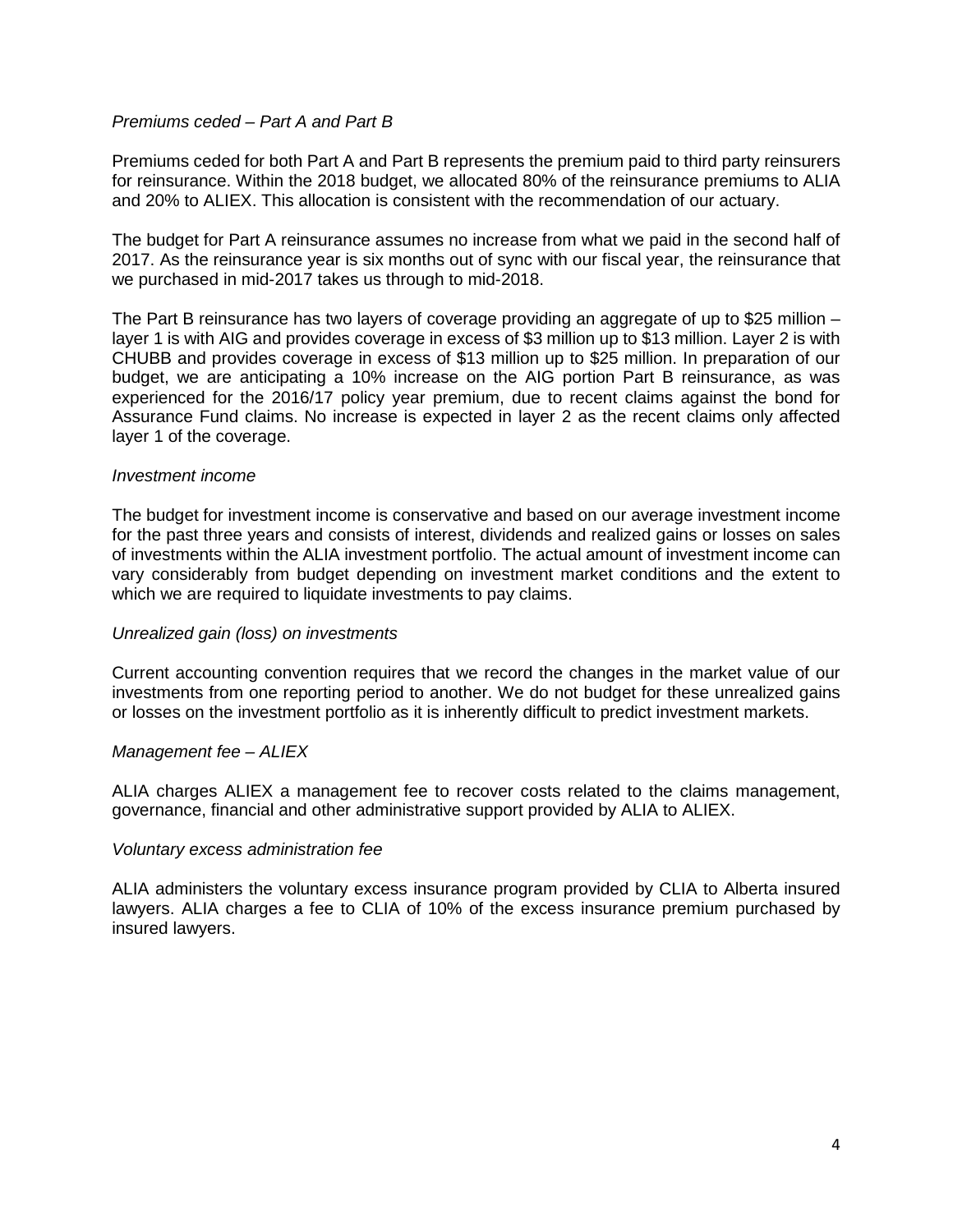*Premiums ceded – Part A and Part B*

Premiums ceded for both Part A and Part B represents the premium paid to third party reinsurers for reinsurance. Within the 2018 budget, we allocated 80% of the reinsurance premiums to ALIA and 20% to ALIEX. This allocation is consistent with the recommendation of our actuary.

The budget for Part A reinsurance assumes no increase from what we paid in the second half of 2017. As the reinsurance year is six months out of sync with our fiscal year, the reinsurance that we purchased in mid-2017 takes us through to mid-2018.

The Part B reinsurance has two layers of coverage providing an aggregate of up to $25 million – layer 1 is with AIG and provides coverage in excess of $3 million up to $13 million. Layer 2 is with CHUBB and provides coverage in excess of $13 million up to $25 million. In preparation of our budget, we are anticipating a 10% increase on the AIG portion Part B reinsurance, as was experienced for the 2016/17 policy year premium, due to recent claims against the bond for Assurance Fund claims. No increase is expected in layer 2 as the recent claims only affected layer 1 of the coverage.

*Investment income*

The budget for investment income is conservative and based on our average investment income for the past three years and consists of interest, dividends and realized gains or losses on sales of investments within the ALIA investment portfolio. The actual amount of investment income can vary considerably from budget depending on investment market conditions and the extent to which we are required to liquidate investments to pay claims.

*Unrealized gain (loss) on investments*

Current accounting convention requires that we record the changes in the market value of our investments from one reporting period to another. We do not budget for these unrealized gains or losses on the investment portfolio as it is inherently difficult to predict investment markets.

*Management fee – ALIEX*

ALIA charges ALIEX a management fee to recover costs related to the claims management, governance, financial and other administrative support provided by ALIA to ALIEX.

*Voluntary excess administration fee*

ALIA administers the voluntary excess insurance program provided by CLIA to Alberta insured lawyers. ALIA charges a fee to CLIA of 10% of the excess insurance premium purchased by insured lawyers.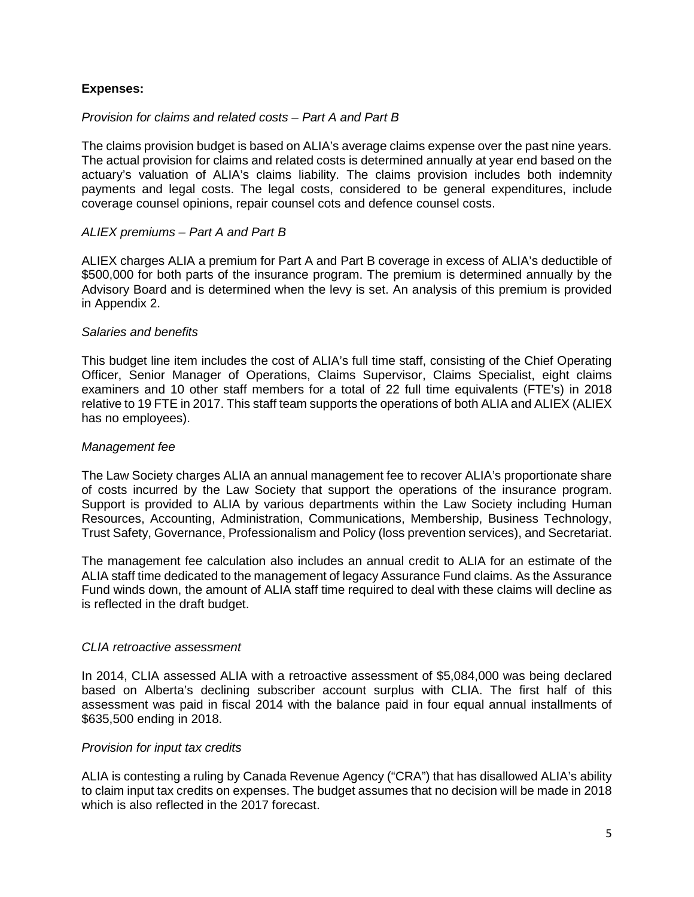**Expenses:**

*Provision for claims and related costs – Part A and Part B*

The claims provision budget is based on ALIA's average claims expense over the past nine years. The actual provision for claims and related costs is determined annually at year end based on the actuary's valuation of ALIA's claims liability. The claims provision includes both indemnity payments and legal costs. The legal costs, considered to be general expenditures, include coverage counsel opinions, repair counsel cots and defence counsel costs.

*ALIEX premiums – Part A and Part B*

ALIEX charges ALIA a premium for Part A and Part B coverage in excess of ALIA's deductible of $500,000 for both parts of the insurance program. The premium is determined annually by the Advisory Board and is determined when the levy is set. An analysis of this premium is provided in Appendix 2.

*Salaries and benefits*

This budget line item includes the cost of ALIA's full time staff, consisting of the Chief Operating Officer, Senior Manager of Operations, Claims Supervisor, Claims Specialist, eight claims examiners and 10 other staff members for a total of 22 full time equivalents (FTE's) in 2018 relative to 19 FTE in 2017. This staff team supports the operations of both ALIA and ALIEX (ALIEX has no employees).

*Management fee*

The Law Society charges ALIA an annual management fee to recover ALIA's proportionate share of costs incurred by the Law Society that support the operations of the insurance program. Support is provided to ALIA by various departments within the Law Society including Human Resources, Accounting, Administration, Communications, Membership, Business Technology, Trust Safety, Governance, Professionalism and Policy (loss prevention services), and Secretariat.

The management fee calculation also includes an annual credit to ALIA for an estimate of the ALIA staff time dedicated to the management of legacy Assurance Fund claims. As the Assurance Fund winds down, the amount of ALIA staff time required to deal with these claims will decline as is reflected in the draft budget.

*CLIA retroactive assessment*

In 2014, CLIA assessed ALIA with a retroactive assessment of $5,084,000 was being declared based on Alberta's declining subscriber account surplus with CLIA. The first half of this assessment was paid in fiscal 2014 with the balance paid in four equal annual installments of $635,500 ending in 2018.

*Provision for input tax credits*

ALIA is contesting a ruling by Canada Revenue Agency ("CRA") that has disallowed ALIA's ability to claim input tax credits on expenses. The budget assumes that no decision will be made in 2018 which is also reflected in the 2017 forecast.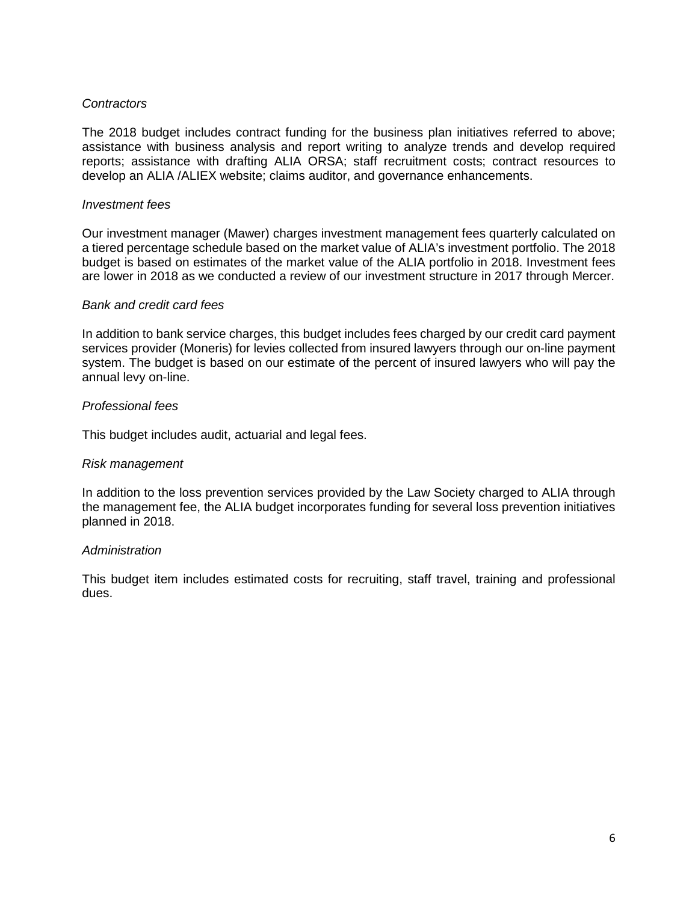*Contractors*

The 2018 budget includes contract funding for the business plan initiatives referred to above; assistance with business analysis and report writing to analyze trends and develop required reports; assistance with drafting ALIA ORSA; staff recruitment costs; contract resources to develop an ALIA /ALIEX website; claims auditor, and governance enhancements.

*Investment fees*

Our investment manager (Mawer) charges investment management fees quarterly calculated on a tiered percentage schedule based on the market value of ALIA's investment portfolio. The 2018 budget is based on estimates of the market value of the ALIA portfolio in 2018. Investment fees are lower in 2018 as we conducted a review of our investment structure in 2017 through Mercer.

*Bank and credit card fees*

In addition to bank service charges, this budget includes fees charged by our credit card payment services provider (Moneris) for levies collected from insured lawyers through our on-line payment system. The budget is based on our estimate of the percent of insured lawyers who will pay the annual levy on-line.

*Professional fees*

This budget includes audit, actuarial and legal fees.

*Risk management*

In addition to the loss prevention services provided by the Law Society charged to ALIA through the management fee, the ALIA budget incorporates funding for several loss prevention initiatives planned in 2018.

*Administration*

This budget item includes estimated costs for recruiting, staff travel, training and professional dues.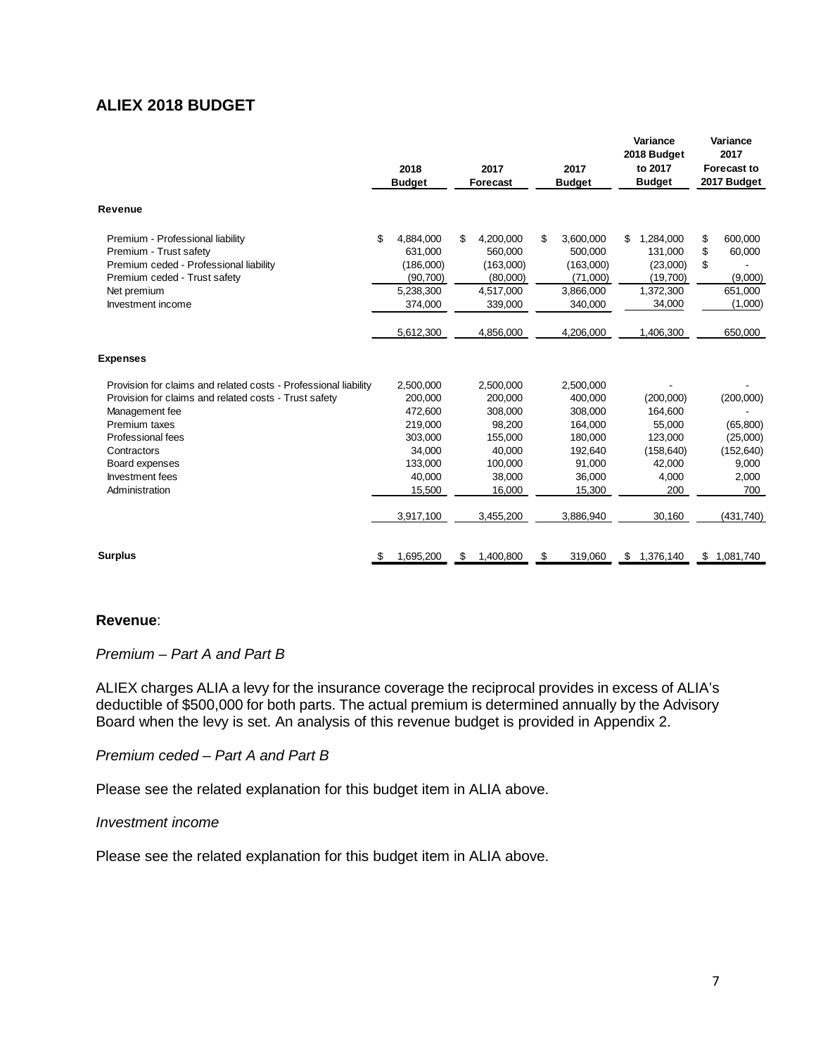## ALIEX 2018 BUDGET

| | 2018 Budget | 2017 Forecast | 2017 Budget | Variance 2018 Budget to 2017 Budget | Variance 2017 Forecast to 2017 Budget |
|---|---|---|---|---|---|
| **Revenue** | | | | | |
| Premium - Professional liability | $ 4,884,000 | $ 4,200,000 | $ 3,600,000 | $ 1,284,000 | $ 600,000 |
| Premium - Trust safety | 631,000 | 560,000 | 500,000 | 131,000 | $ 60,000 |
| Premium ceded - Professional liability | (186,000) | (163,000) | (163,000) | (23,000) | $ - |
| Premium ceded - Trust safety | (90,700) | (80,000) | (71,000) | (19,700) | (9,000) |
| Net premium | 5,238,300 | 4,517,000 | 3,866,000 | 1,372,300 | 651,000 |
| Investment income | 374,000 | 339,000 | 340,000 | 34,000 | (1,000) |
| | 5,612,300 | 4,856,000 | 4,206,000 | 1,406,300 | 650,000 |
| **Expenses** | | | | | |
| Provision for claims and related costs - Professional liability | 2,500,000 | 2,500,000 | 2,500,000 | - | - |
| Provision for claims and related costs - Trust safety | 200,000 | 200,000 | 400,000 | (200,000) | (200,000) |
| Management fee | 472,600 | 308,000 | 308,000 | 164,600 | - |
| Premium taxes | 219,000 | 98,200 | 164,000 | 55,000 | (65,800) |
| Professional fees | 303,000 | 155,000 | 180,000 | 123,000 | (25,000) |
| Contractors | 34,000 | 40,000 | 192,640 | (158,640) | (152,640) |
| Board expenses | 133,000 | 100,000 | 91,000 | 42,000 | 9,000 |
| Investment fees | 40,000 | 38,000 | 36,000 | 4,000 | 2,000 |
| Administration | 15,500 | 16,000 | 15,300 | 200 | 700 |
| | 3,917,100 | 3,455,200 | 3,886,940 | 30,160 | (431,740) |
| **Surplus** | $ 1,695,200 | $ 1,400,800 | $ 319,060 | $ 1,376,140 | $ 1,081,740 |

**Revenue**:

*Premium – Part A and Part B*

ALIEX charges ALIA a levy for the insurance coverage the reciprocal provides in excess of ALIA's deductible of $500,000 for both parts. The actual premium is determined annually by the Advisory Board when the levy is set. An analysis of this revenue budget is provided in Appendix 2.

*Premium ceded – Part A and Part B*

Please see the related explanation for this budget item in ALIA above.

*Investment income*

Please see the related explanation for this budget item in ALIA above.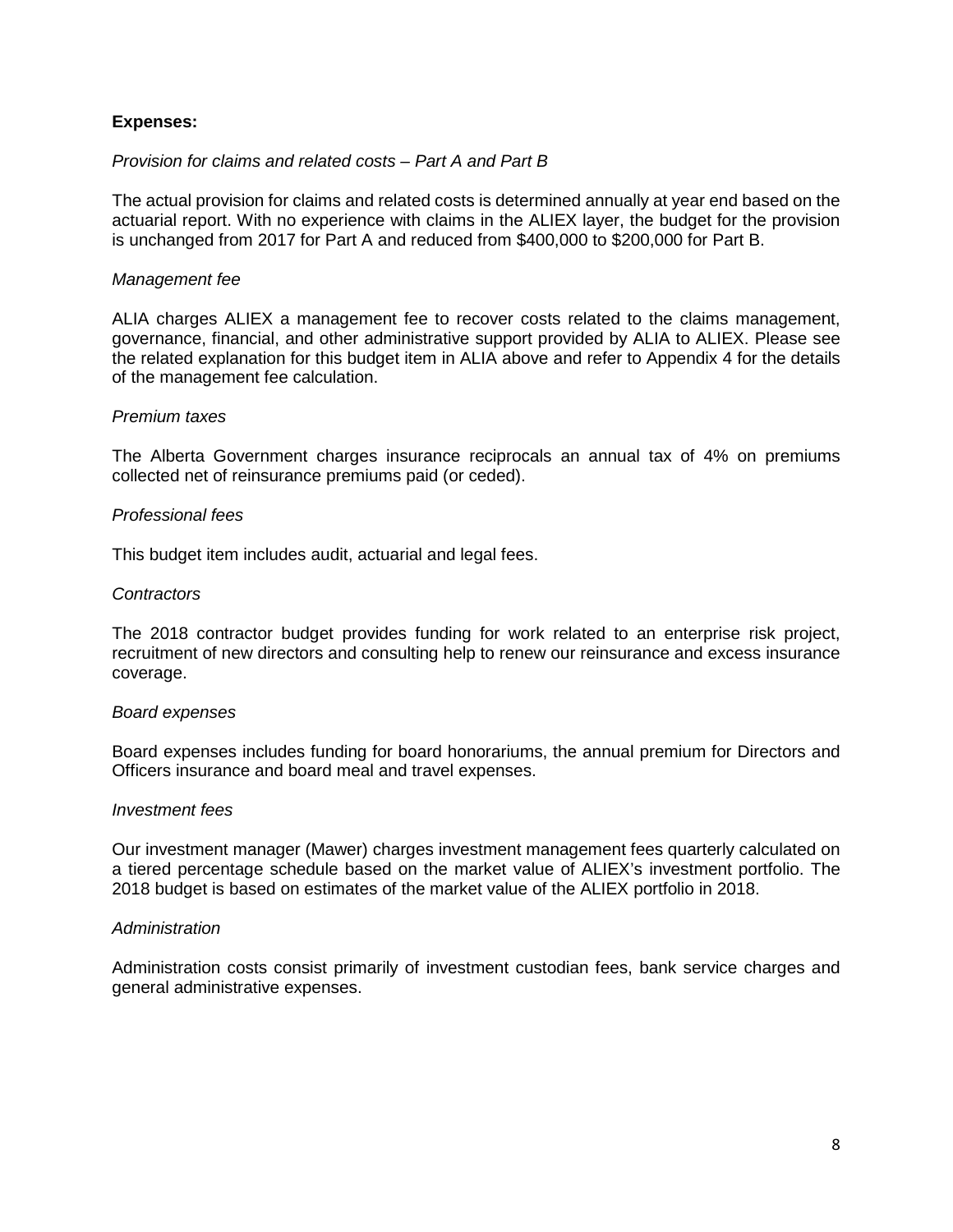**Expenses:**

*Provision for claims and related costs – Part A and Part B*

The actual provision for claims and related costs is determined annually at year end based on the actuarial report. With no experience with claims in the ALIEX layer, the budget for the provision is unchanged from 2017 for Part A and reduced from $400,000 to $200,000 for Part B.

*Management fee*

ALIA charges ALIEX a management fee to recover costs related to the claims management, governance, financial, and other administrative support provided by ALIA to ALIEX. Please see the related explanation for this budget item in ALIA above and refer to Appendix 4 for the details of the management fee calculation.

*Premium taxes*

The Alberta Government charges insurance reciprocals an annual tax of 4% on premiums collected net of reinsurance premiums paid (or ceded).

*Professional fees*

This budget item includes audit, actuarial and legal fees.

*Contractors*

The 2018 contractor budget provides funding for work related to an enterprise risk project, recruitment of new directors and consulting help to renew our reinsurance and excess insurance coverage.

*Board expenses*

Board expenses includes funding for board honorariums, the annual premium for Directors and Officers insurance and board meal and travel expenses.

*Investment fees*

Our investment manager (Mawer) charges investment management fees quarterly calculated on a tiered percentage schedule based on the market value of ALIEX's investment portfolio. The 2018 budget is based on estimates of the market value of the ALIEX portfolio in 2018.

*Administration*

Administration costs consist primarily of investment custodian fees, bank service charges and general administrative expenses.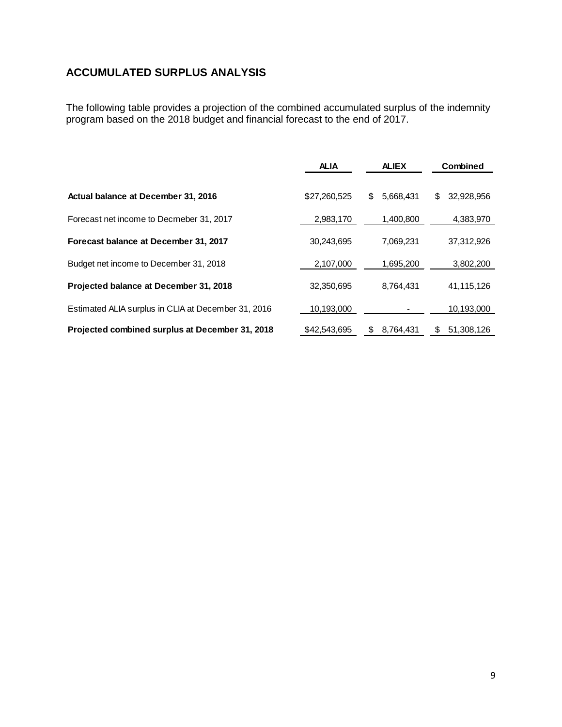## ACCUMULATED SURPLUS ANALYSIS

The following table provides a projection of the combined accumulated surplus of the indemnity program based on the 2018 budget and financial forecast to the end of 2017.

| | ALIA | ALIEX | Combined |
|---|---|---|---|
| **Actual balance at December 31, 2016** | $27,260,525 | $ 5,668,431 | $ 32,928,956 |
| Forecast net income to Decmeber 31, 2017 | 2,983,170 | 1,400,800 | 4,383,970 |
| **Forecast balance at December 31, 2017** | 30,243,695 | 7,069,231 | 37,312,926 |
| Budget net income to December 31, 2018 | 2,107,000 | 1,695,200 | 3,802,200 |
| **Projected balance at December 31, 2018** | 32,350,695 | 8,764,431 | 41,115,126 |
| Estimated ALIA surplus in CLIA at December 31, 2016 | 10,193,000 | - | 10,193,000 |
| **Projected combined surplus at December 31, 2018** | $42,543,695 | $ 8,764,431 | $ 51,308,126 |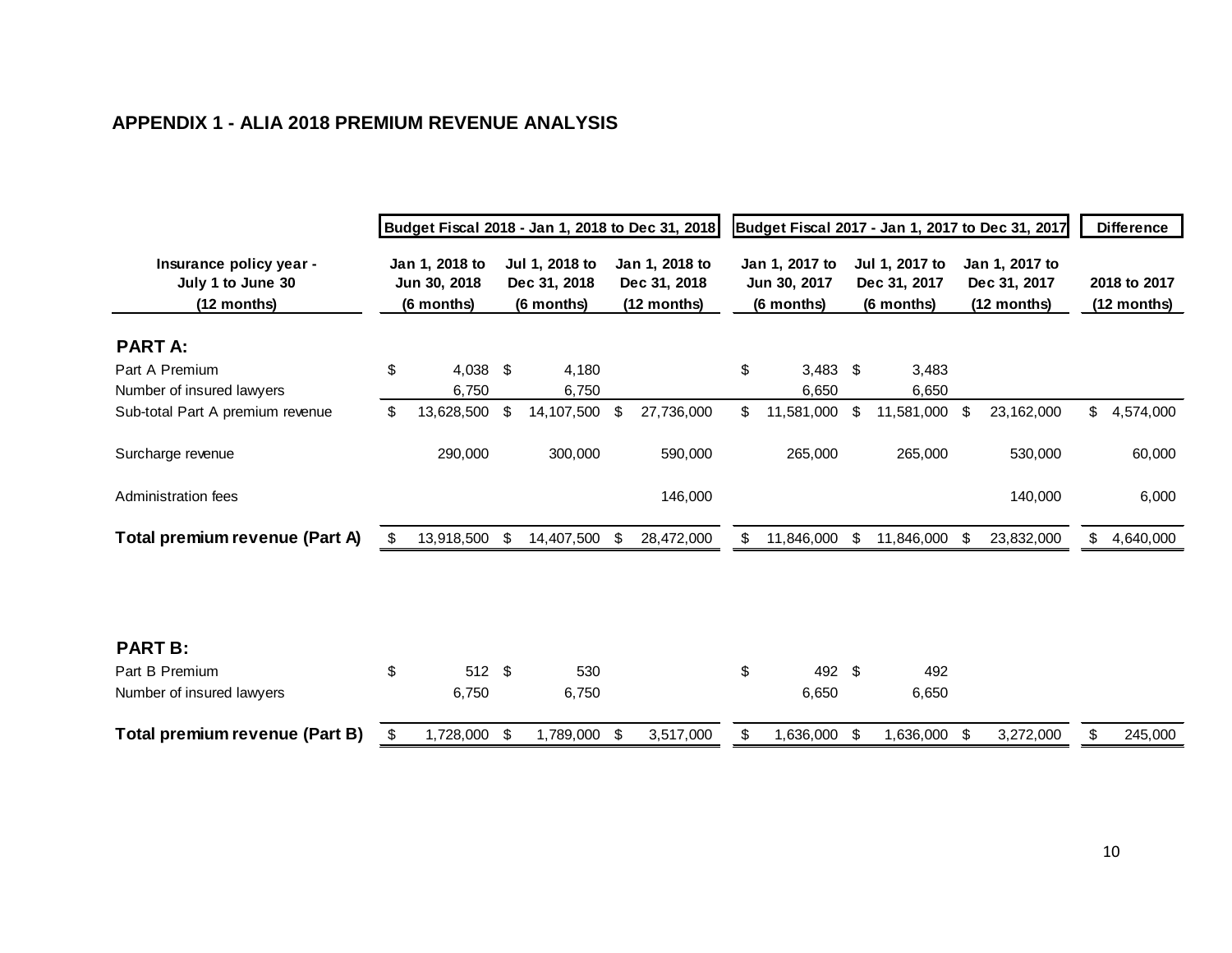## APPENDIX 1 - ALIA 2018 PREMIUM REVENUE ANALYSIS

| | Budget Fiscal 2018 - Jan 1, 2018 to Dec 31, 2018 | | | Budget Fiscal 2017 - Jan 1, 2017 to Dec 31, 2017 | | | Difference |
|---|---|---|---|---|---|---|---|
| Insurance policy year - July 1 to June 30 (12 months) | Jan 1, 2018 to Jun 30, 2018 (6 months) | Jul 1, 2018 to Dec 31, 2018 (6 months) | Jan 1, 2018 to Dec 31, 2018 (12 months) | Jan 1, 2017 to Jun 30, 2017 (6 months) | Jul 1, 2017 to Dec 31, 2017 (6 months) | Jan 1, 2017 to Dec 31, 2017 (12 months) | 2018 to 2017 (12 months) |
| **PART A:** | | | | | | | |
| Part A Premium | $ 4,038 | $ 4,180 | | $ 3,483 | $ 3,483 | | |
| Number of insured lawyers | 6,750 | 6,750 | | 6,650 | 6,650 | | |
| Sub-total Part A premium revenue | $ 13,628,500 | $ 14,107,500 | $ 27,736,000 | $ 11,581,000 | $ 11,581,000 | $ 23,162,000 | $ 4,574,000 |
| Surcharge revenue | 290,000 | 300,000 | 590,000 | 265,000 | 265,000 | 530,000 | 60,000 |
| Administration fees | | | 146,000 | | | 140,000 | 6,000 |
| **Total premium revenue (Part A)** | $ 13,918,500 | $ 14,407,500 | $ 28,472,000 | $ 11,846,000 | $ 11,846,000 | $ 23,832,000 | $ 4,640,000 |
| **PART B:** | | | | | | | |
| Part B Premium | $ 512 | $ 530 | | $ 492 | $ 492 | | |
| Number of insured lawyers | 6,750 | 6,750 | | 6,650 | 6,650 | | |
| **Total premium revenue (Part B)** | $ 1,728,000 | $ 1,789,000 | $ 3,517,000 | $ 1,636,000 | $ 1,636,000 | $ 3,272,000 | $ 245,000 |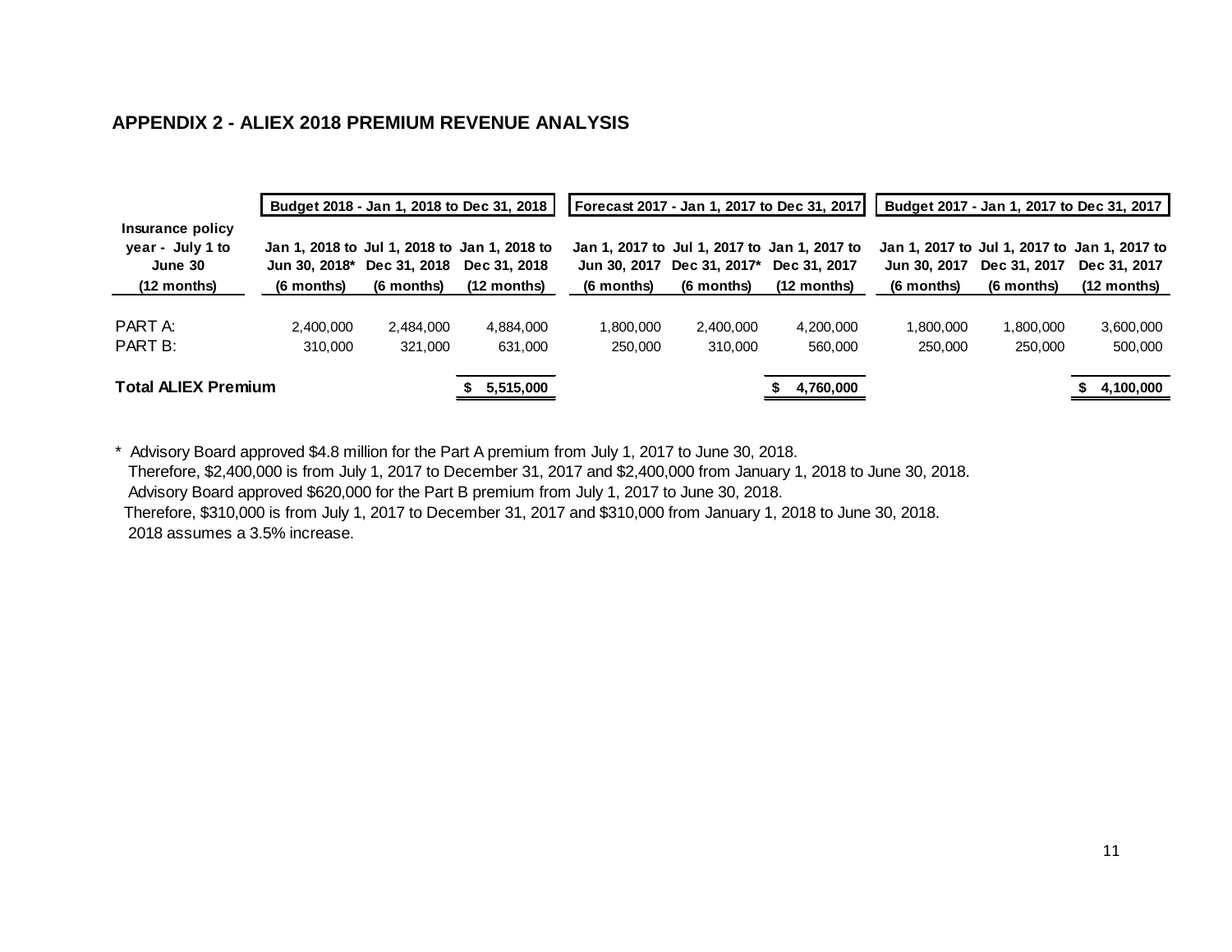## APPENDIX 2 - ALIEX 2018 PREMIUM REVENUE ANALYSIS

| Insurance policy year - July 1 to June 30 (12 months) | Budget 2018 - Jan 1, 2018 to Dec 31, 2018 | | | Forecast 2017 - Jan 1, 2017 to Dec 31, 2017 | | | Budget 2017 - Jan 1, 2017 to Dec 31, 2017 | | |
|---|---|---|---|---|---|---|---|---|---|
| | Jan 1, 2018 to Jun 30, 2018* (6 months) | Jul 1, 2018 to Dec 31, 2018 (6 months) | Jan 1, 2018 to Dec 31, 2018 (12 months) | Jan 1, 2017 to Jun 30, 2017 (6 months) | Jul 1, 2017 to Dec 31, 2017* (6 months) | Jan 1, 2017 to Dec 31, 2017 (12 months) | Jan 1, 2017 to Jun 30, 2017 (6 months) | Jul 1, 2017 to Dec 31, 2017 (6 months) | Jan 1, 2017 to Dec 31, 2017 (12 months) |
| PART A: | 2,400,000 | 2,484,000 | 4,884,000 | 1,800,000 | 2,400,000 | 4,200,000 | 1,800,000 | 1,800,000 | 3,600,000 |
| PART B: | 310,000 | 321,000 | 631,000 | 250,000 | 310,000 | 560,000 | 250,000 | 250,000 | 500,000 |
| **Total ALIEX Premium** | | | **$ 5,515,000** | | | **$ 4,760,000** | | | **$ 4,100,000** |

\* Advisory Board approved $4.8 million for the Part A premium from July 1, 2017 to June 30, 2018.
Therefore, $2,400,000 is from July 1, 2017 to December 31, 2017 and $2,400,000 from January 1, 2018 to June 30, 2018.
Advisory Board approved $620,000 for the Part B premium from July 1, 2017 to June 30, 2018.
Therefore, $310,000 is from July 1, 2017 to December 31, 2017 and $310,000 from January 1, 2018 to June 30, 2018.
2018 assumes a 3.5% increase.